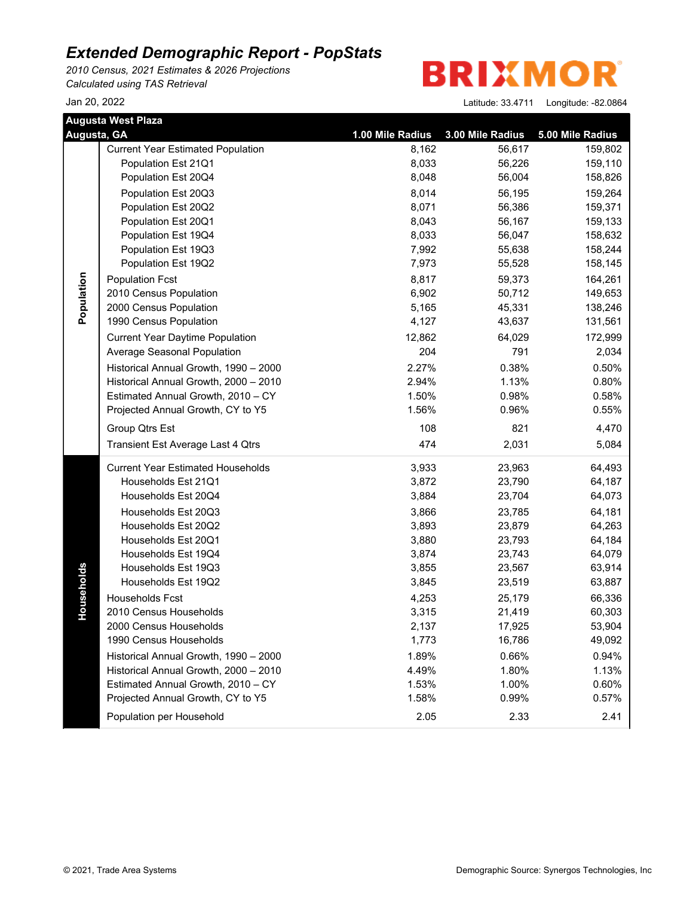# *Extended Demographic Report - PopStats*

*2010 Census, 2021 Estimates & 2026 Projections*
*Calculated using TAS Retrieval*

BRIXMOR

Jan 20, 2022

Latitude: 33.4711 Longitude: -82.0864

**Augusta West Plaza**
**Augusta, GA**

| Section | Item | 1.00 Mile Radius | 3.00 Mile Radius | 5.00 Mile Radius |
|---|---|---|---|---|
| Population | Current Year Estimated Population | 8,162 | 56,617 | 159,802 |
| | Population Est 21Q1 | 8,033 | 56,226 | 159,110 |
| | Population Est 20Q4 | 8,048 | 56,004 | 158,826 |
| | Population Est 20Q3 | 8,014 | 56,195 | 159,264 |
| | Population Est 20Q2 | 8,071 | 56,386 | 159,371 |
| | Population Est 20Q1 | 8,043 | 56,167 | 159,133 |
| | Population Est 19Q4 | 8,033 | 56,047 | 158,632 |
| | Population Est 19Q3 | 7,992 | 55,638 | 158,244 |
| | Population Est 19Q2 | 7,973 | 55,528 | 158,145 |
| | Population Fcst | 8,817 | 59,373 | 164,261 |
| | 2010 Census Population | 6,902 | 50,712 | 149,653 |
| | 2000 Census Population | 5,165 | 45,331 | 138,246 |
| | 1990 Census Population | 4,127 | 43,637 | 131,561 |
| | Current Year Daytime Population | 12,862 | 64,029 | 172,999 |
| | Average Seasonal Population | 204 | 791 | 2,034 |
| | Historical Annual Growth, 1990 – 2000 | 2.27% | 0.38% | 0.50% |
| | Historical Annual Growth, 2000 – 2010 | 2.94% | 1.13% | 0.80% |
| | Estimated Annual Growth, 2010 – CY | 1.50% | 0.98% | 0.58% |
| | Projected Annual Growth, CY to Y5 | 1.56% | 0.96% | 0.55% |
| | Group Qtrs Est | 108 | 821 | 4,470 |
| | Transient Est Average Last 4 Qtrs | 474 | 2,031 | 5,084 |
| Households | Current Year Estimated Households | 3,933 | 23,963 | 64,493 |
| | Households Est 21Q1 | 3,872 | 23,790 | 64,187 |
| | Households Est 20Q4 | 3,884 | 23,704 | 64,073 |
| | Households Est 20Q3 | 3,866 | 23,785 | 64,181 |
| | Households Est 20Q2 | 3,893 | 23,879 | 64,263 |
| | Households Est 20Q1 | 3,880 | 23,793 | 64,184 |
| | Households Est 19Q4 | 3,874 | 23,743 | 64,079 |
| | Households Est 19Q3 | 3,855 | 23,567 | 63,914 |
| | Households Est 19Q2 | 3,845 | 23,519 | 63,887 |
| | Households Fcst | 4,253 | 25,179 | 66,336 |
| | 2010 Census Households | 3,315 | 21,419 | 60,303 |
| | 2000 Census Households | 2,137 | 17,925 | 53,904 |
| | 1990 Census Households | 1,773 | 16,786 | 49,092 |
| | Historical Annual Growth, 1990 – 2000 | 1.89% | 0.66% | 0.94% |
| | Historical Annual Growth, 2000 – 2010 | 4.49% | 1.80% | 1.13% |
| | Estimated Annual Growth, 2010 – CY | 1.53% | 1.00% | 0.60% |
| | Projected Annual Growth, CY to Y5 | 1.58% | 0.99% | 0.57% |
| | Population per Household | 2.05 | 2.33 | 2.41 |

© 2021, Trade Area Systems

Demographic Source: Synergos Technologies, Inc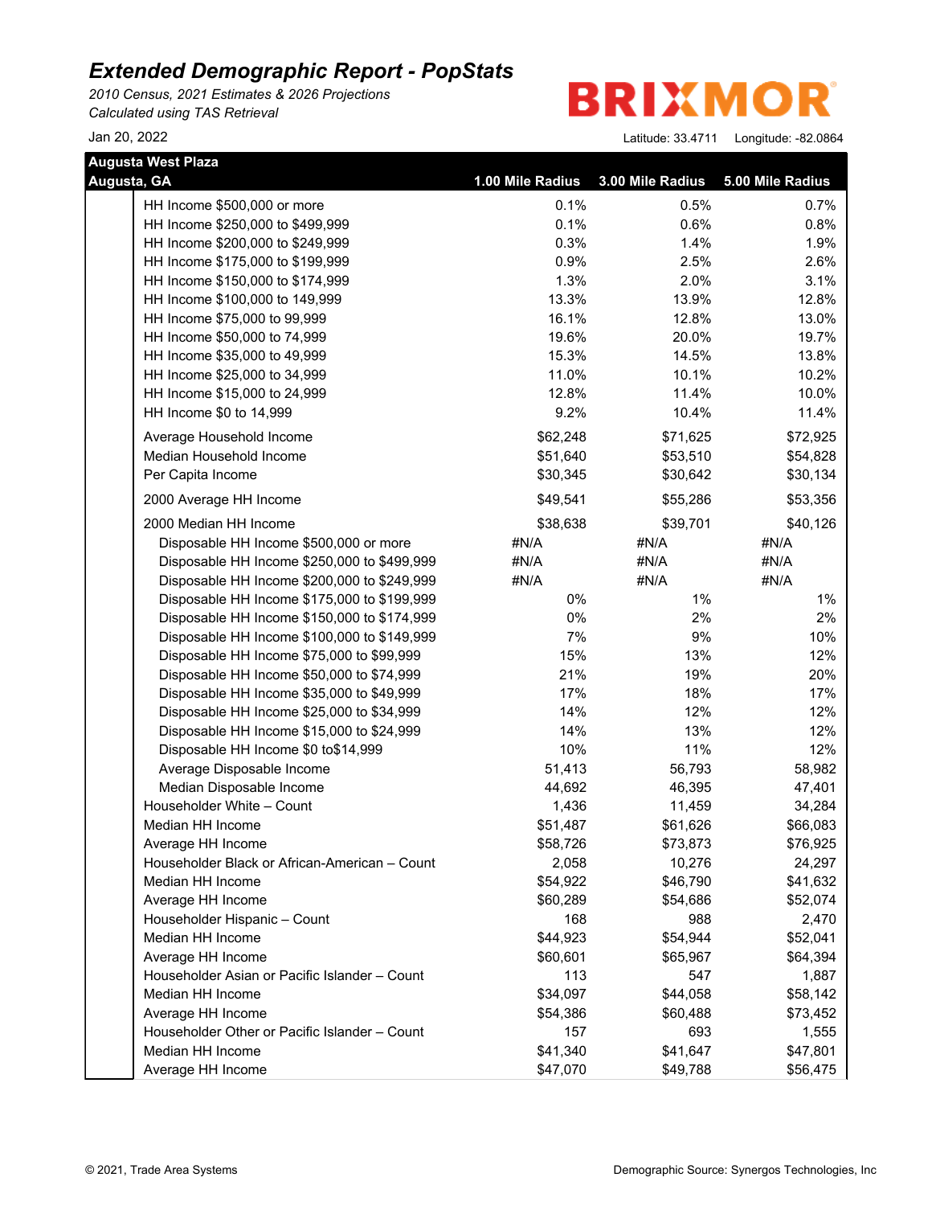# Extended Demographic Report - PopStats

*2010 Census, 2021 Estimates & 2026 Projections*
*Calculated using TAS Retrieval*

Jan 20, 2022

BRIXMOR

Latitude: 33.4711 Longitude: -82.0864

| Augusta West Plaza<br>Augusta, GA | 1.00 Mile Radius | 3.00 Mile Radius | 5.00 Mile Radius |
|---|---|---|---|
| HH Income $500,000 or more | 0.1% | 0.5% | 0.7% |
| HH Income $250,000 to $499,999 | 0.1% | 0.6% | 0.8% |
| HH Income $200,000 to $249,999 | 0.3% | 1.4% | 1.9% |
| HH Income $175,000 to $199,999 | 0.9% | 2.5% | 2.6% |
| HH Income $150,000 to $174,999 | 1.3% | 2.0% | 3.1% |
| HH Income $100,000 to 149,999 | 13.3% | 13.9% | 12.8% |
| HH Income $75,000 to 99,999 | 16.1% | 12.8% | 13.0% |
| HH Income $50,000 to 74,999 | 19.6% | 20.0% | 19.7% |
| HH Income $35,000 to 49,999 | 15.3% | 14.5% | 13.8% |
| HH Income $25,000 to 34,999 | 11.0% | 10.1% | 10.2% |
| HH Income $15,000 to 24,999 | 12.8% | 11.4% | 10.0% |
| HH Income $0 to 14,999 | 9.2% | 10.4% | 11.4% |
| Average Household Income | $62,248 | $71,625 | $72,925 |
| Median Household Income | $51,640 | $53,510 | $54,828 |
| Per Capita Income | $30,345 | $30,642 | $30,134 |
| 2000 Average HH Income | $49,541 | $55,286 | $53,356 |
| 2000 Median HH Income | $38,638 | $39,701 | $40,126 |
| Disposable HH Income $500,000 or more | #N/A | #N/A | #N/A |
| Disposable HH Income $250,000 to $499,999 | #N/A | #N/A | #N/A |
| Disposable HH Income $200,000 to $249,999 | #N/A | #N/A | #N/A |
| Disposable HH Income $175,000 to $199,999 | 0% | 1% | 1% |
| Disposable HH Income $150,000 to $174,999 | 0% | 2% | 2% |
| Disposable HH Income $100,000 to $149,999 | 7% | 9% | 10% |
| Disposable HH Income $75,000 to $99,999 | 15% | 13% | 12% |
| Disposable HH Income $50,000 to $74,999 | 21% | 19% | 20% |
| Disposable HH Income $35,000 to $49,999 | 17% | 18% | 17% |
| Disposable HH Income $25,000 to $34,999 | 14% | 12% | 12% |
| Disposable HH Income $15,000 to $24,999 | 14% | 13% | 12% |
| Disposable HH Income $0 to$14,999 | 10% | 11% | 12% |
| Average Disposable Income | 51,413 | 56,793 | 58,982 |
| Median Disposable Income | 44,692 | 46,395 | 47,401 |
| Householder White – Count | 1,436 | 11,459 | 34,284 |
| Median HH Income | $51,487 | $61,626 | $66,083 |
| Average HH Income | $58,726 | $73,873 | $76,925 |
| Householder Black or African-American – Count | 2,058 | 10,276 | 24,297 |
| Median HH Income | $54,922 | $46,790 | $41,632 |
| Average HH Income | $60,289 | $54,686 | $52,074 |
| Householder Hispanic – Count | 168 | 988 | 2,470 |
| Median HH Income | $44,923 | $54,944 | $52,041 |
| Average HH Income | $60,601 | $65,967 | $64,394 |
| Householder Asian or Pacific Islander – Count | 113 | 547 | 1,887 |
| Median HH Income | $34,097 | $44,058 | $58,142 |
| Average HH Income | $54,386 | $60,488 | $73,452 |
| Householder Other or Pacific Islander – Count | 157 | 693 | 1,555 |
| Median HH Income | $41,340 | $41,647 | $47,801 |
| Average HH Income | $47,070 | $49,788 | $56,475 |

© 2021, Trade Area Systems

Demographic Source: Synergos Technologies, Inc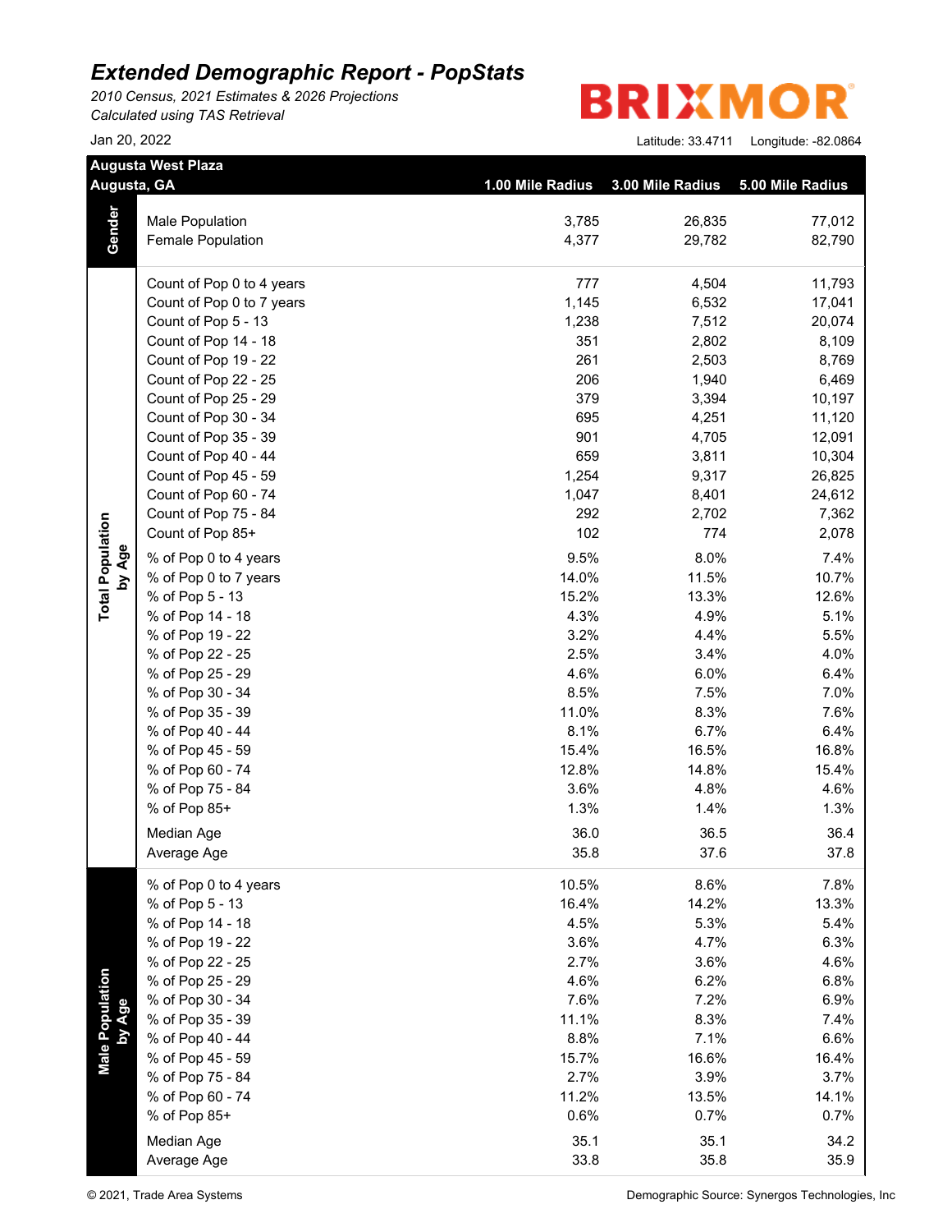# Extended Demographic Report - PopStats

*2010 Census, 2021 Estimates & 2026 Projections*
*Calculated using TAS Retrieval*

BRIXMOR

Jan 20, 2022

Latitude: 33.4711 Longitude: -82.0864

**Augusta West Plaza**
**Augusta, GA**

| | | 1.00 Mile Radius | 3.00 Mile Radius | 5.00 Mile Radius |
|---|---|---|---|---|
| **Gender** | Male Population | 3,785 | 26,835 | 77,012 |
| | Female Population | 4,377 | 29,782 | 82,790 |
| **Total Population by Age** | Count of Pop 0 to 4 years | 777 | 4,504 | 11,793 |
| | Count of Pop 0 to 7 years | 1,145 | 6,532 | 17,041 |
| | Count of Pop 5 - 13 | 1,238 | 7,512 | 20,074 |
| | Count of Pop 14 - 18 | 351 | 2,802 | 8,109 |
| | Count of Pop 19 - 22 | 261 | 2,503 | 8,769 |
| | Count of Pop 22 - 25 | 206 | 1,940 | 6,469 |
| | Count of Pop 25 - 29 | 379 | 3,394 | 10,197 |
| | Count of Pop 30 - 34 | 695 | 4,251 | 11,120 |
| | Count of Pop 35 - 39 | 901 | 4,705 | 12,091 |
| | Count of Pop 40 - 44 | 659 | 3,811 | 10,304 |
| | Count of Pop 45 - 59 | 1,254 | 9,317 | 26,825 |
| | Count of Pop 60 - 74 | 1,047 | 8,401 | 24,612 |
| | Count of Pop 75 - 84 | 292 | 2,702 | 7,362 |
| | Count of Pop 85+ | 102 | 774 | 2,078 |
| | % of Pop 0 to 4 years | 9.5% | 8.0% | 7.4% |
| | % of Pop 0 to 7 years | 14.0% | 11.5% | 10.7% |
| | % of Pop 5 - 13 | 15.2% | 13.3% | 12.6% |
| | % of Pop 14 - 18 | 4.3% | 4.9% | 5.1% |
| | % of Pop 19 - 22 | 3.2% | 4.4% | 5.5% |
| | % of Pop 22 - 25 | 2.5% | 3.4% | 4.0% |
| | % of Pop 25 - 29 | 4.6% | 6.0% | 6.4% |
| | % of Pop 30 - 34 | 8.5% | 7.5% | 7.0% |
| | % of Pop 35 - 39 | 11.0% | 8.3% | 7.6% |
| | % of Pop 40 - 44 | 8.1% | 6.7% | 6.4% |
| | % of Pop 45 - 59 | 15.4% | 16.5% | 16.8% |
| | % of Pop 60 - 74 | 12.8% | 14.8% | 15.4% |
| | % of Pop 75 - 84 | 3.6% | 4.8% | 4.6% |
| | % of Pop 85+ | 1.3% | 1.4% | 1.3% |
| | Median Age | 36.0 | 36.5 | 36.4 |
| | Average Age | 35.8 | 37.6 | 37.8 |
| **Male Population by Age** | % of Pop 0 to 4 years | 10.5% | 8.6% | 7.8% |
| | % of Pop 5 - 13 | 16.4% | 14.2% | 13.3% |
| | % of Pop 14 - 18 | 4.5% | 5.3% | 5.4% |
| | % of Pop 19 - 22 | 3.6% | 4.7% | 6.3% |
| | % of Pop 22 - 25 | 2.7% | 3.6% | 4.6% |
| | % of Pop 25 - 29 | 4.6% | 6.2% | 6.8% |
| | % of Pop 30 - 34 | 7.6% | 7.2% | 6.9% |
| | % of Pop 35 - 39 | 11.1% | 8.3% | 7.4% |
| | % of Pop 40 - 44 | 8.8% | 7.1% | 6.6% |
| | % of Pop 45 - 59 | 15.7% | 16.6% | 16.4% |
| | % of Pop 75 - 84 | 2.7% | 3.9% | 3.7% |
| | % of Pop 60 - 74 | 11.2% | 13.5% | 14.1% |
| | % of Pop 85+ | 0.6% | 0.7% | 0.7% |
| | Median Age | 35.1 | 35.1 | 34.2 |
| | Average Age | 33.8 | 35.8 | 35.9 |

© 2021, Trade Area Systems Demographic Source: Synergos Technologies, Inc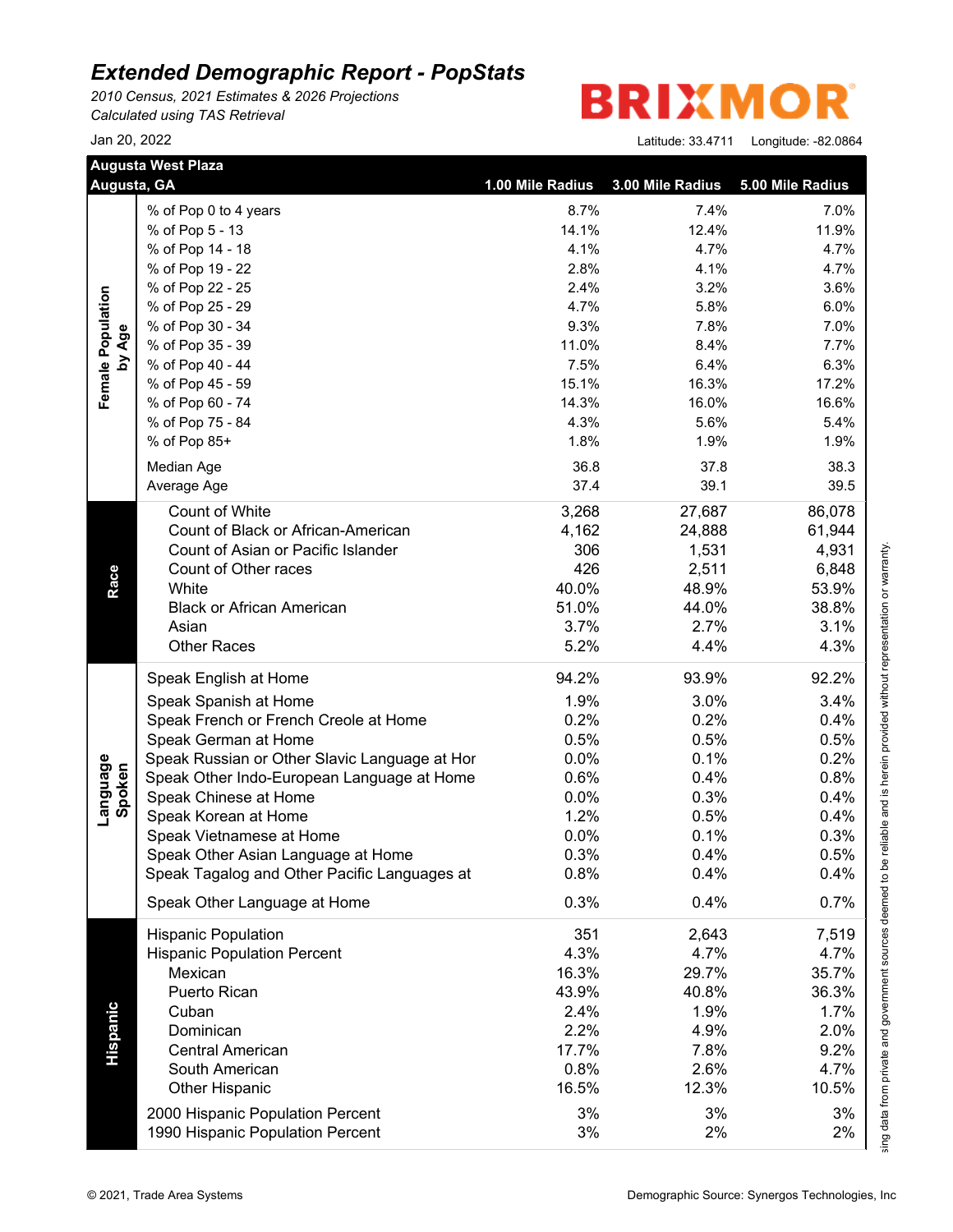# *Extended Demographic Report - PopStats*

*2010 Census, 2021 Estimates & 2026 Projections*
*Calculated using TAS Retrieval*

Jan 20, 2022

BRIXMOR

Latitude: 33.4711 Longitude: -82.0864

| Augusta West Plaza<br>Augusta, GA | | 1.00 Mile Radius | 3.00 Mile Radius | 5.00 Mile Radius |
|---|---|---|---|---|
| **Female Population by Age** | % of Pop 0 to 4 years | 8.7% | 7.4% | 7.0% |
| | % of Pop 5 - 13 | 14.1% | 12.4% | 11.9% |
| | % of Pop 14 - 18 | 4.1% | 4.7% | 4.7% |
| | % of Pop 19 - 22 | 2.8% | 4.1% | 4.7% |
| | % of Pop 22 - 25 | 2.4% | 3.2% | 3.6% |
| | % of Pop 25 - 29 | 4.7% | 5.8% | 6.0% |
| | % of Pop 30 - 34 | 9.3% | 7.8% | 7.0% |
| | % of Pop 35 - 39 | 11.0% | 8.4% | 7.7% |
| | % of Pop 40 - 44 | 7.5% | 6.4% | 6.3% |
| | % of Pop 45 - 59 | 15.1% | 16.3% | 17.2% |
| | % of Pop 60 - 74 | 14.3% | 16.0% | 16.6% |
| | % of Pop 75 - 84 | 4.3% | 5.6% | 5.4% |
| | % of Pop 85+ | 1.8% | 1.9% | 1.9% |
| | Median Age | 36.8 | 37.8 | 38.3 |
| | Average Age | 37.4 | 39.1 | 39.5 |
| **Race** | Count of White | 3,268 | 27,687 | 86,078 |
| | Count of Black or African-American | 4,162 | 24,888 | 61,944 |
| | Count of Asian or Pacific Islander | 306 | 1,531 | 4,931 |
| | Count of Other races | 426 | 2,511 | 6,848 |
| | White | 40.0% | 48.9% | 53.9% |
| | Black or African American | 51.0% | 44.0% | 38.8% |
| | Asian | 3.7% | 2.7% | 3.1% |
| | Other Races | 5.2% | 4.4% | 4.3% |
| **Language Spoken** | Speak English at Home | 94.2% | 93.9% | 92.2% |
| | Speak Spanish at Home | 1.9% | 3.0% | 3.4% |
| | Speak French or French Creole at Home | 0.2% | 0.2% | 0.4% |
| | Speak German at Home | 0.5% | 0.5% | 0.5% |
| | Speak Russian or Other Slavic Language at Hor | 0.0% | 0.1% | 0.2% |
| | Speak Other Indo-European Language at Home | 0.6% | 0.4% | 0.8% |
| | Speak Chinese at Home | 0.0% | 0.3% | 0.4% |
| | Speak Korean at Home | 1.2% | 0.5% | 0.4% |
| | Speak Vietnamese at Home | 0.0% | 0.1% | 0.3% |
| | Speak Other Asian Language at Home | 0.3% | 0.4% | 0.5% |
| | Speak Tagalog and Other Pacific Languages at | 0.8% | 0.4% | 0.4% |
| | Speak Other Language at Home | 0.3% | 0.4% | 0.7% |
| **Hispanic** | Hispanic Population | 351 | 2,643 | 7,519 |
| | Hispanic Population Percent | 4.3% | 4.7% | 4.7% |
| | Mexican | 16.3% | 29.7% | 35.7% |
| | Puerto Rican | 43.9% | 40.8% | 36.3% |
| | Cuban | 2.4% | 1.9% | 1.7% |
| | Dominican | 2.2% | 4.9% | 2.0% |
| | Central American | 17.7% | 7.8% | 9.2% |
| | South American | 0.8% | 2.6% | 4.7% |
| | Other Hispanic | 16.5% | 12.3% | 10.5% |
| | 2000 Hispanic Population Percent | 3% | 3% | 3% |
| | 1990 Hispanic Population Percent | 3% | 2% | 2% |

sing data from private and government sources deemed to be reliable and is herein provided without representation or warranty.

© 2021, Trade Area Systems

Demographic Source: Synergos Technologies, Inc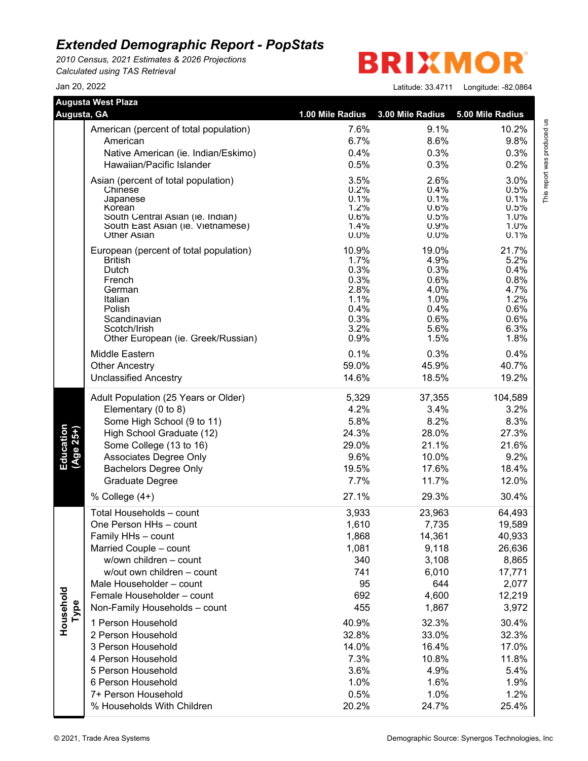# Extended Demographic Report - PopStats

*2010 Census, 2021 Estimates & 2026 Projections*
*Calculated using TAS Retrieval*

Jan 20, 2022

BRIXMOR

Latitude: 33.4711 Longitude: -82.0864

This report was produced us

| Augusta West Plaza<br>Augusta, GA | | 1.00 Mile Radius | 3.00 Mile Radius | 5.00 Mile Radius |
|---|---|---|---|---|
| | American (percent of total population) | 7.6% | 9.1% | 10.2% |
| | American | 6.7% | 8.6% | 9.8% |
| | Native American (ie. Indian/Eskimo) | 0.4% | 0.3% | 0.3% |
| | Hawaiian/Pacific Islander | 0.5% | 0.3% | 0.2% |
| | Asian (percent of total population) | 3.5% | 2.6% | 3.0% |
| | Chinese | 0.2% | 0.4% | 0.5% |
| | Japanese | 0.1% | 0.1% | 0.1% |
| | Korean | 1.2% | 0.6% | 0.5% |
| | South Central Asian (ie. Indian) | 0.6% | 0.5% | 1.0% |
| | South East Asian (ie. Vietnamese) | 1.4% | 0.9% | 1.0% |
| | Other Asian | 0.0% | 0.0% | 0.1% |
| | European (percent of total population) | 10.9% | 19.0% | 21.7% |
| | British | 1.7% | 4.9% | 5.2% |
| | Dutch | 0.3% | 0.3% | 0.4% |
| | French | 0.3% | 0.6% | 0.8% |
| | German | 2.8% | 4.0% | 4.7% |
| | Italian | 1.1% | 1.0% | 1.2% |
| | Polish | 0.4% | 0.4% | 0.6% |
| | Scandinavian | 0.3% | 0.6% | 0.6% |
| | Scotch/Irish | 3.2% | 5.6% | 6.3% |
| | Other European (ie. Greek/Russian) | 0.9% | 1.5% | 1.8% |
| | Middle Eastern | 0.1% | 0.3% | 0.4% |
| | Other Ancestry | 59.0% | 45.9% | 40.7% |
| | Unclassified Ancestry | 14.6% | 18.5% | 19.2% |
| **Education (Age 25+)** | Adult Population (25 Years or Older) | 5,329 | 37,355 | 104,589 |
| | Elementary (0 to 8) | 4.2% | 3.4% | 3.2% |
| | Some High School (9 to 11) | 5.8% | 8.2% | 8.3% |
| | High School Graduate (12) | 24.3% | 28.0% | 27.3% |
| | Some College (13 to 16) | 29.0% | 21.1% | 21.6% |
| | Associates Degree Only | 9.6% | 10.0% | 9.2% |
| | Bachelors Degree Only | 19.5% | 17.6% | 18.4% |
| | Graduate Degree | 7.7% | 11.7% | 12.0% |
| | % College (4+) | 27.1% | 29.3% | 30.4% |
| **Household Type** | Total Households – count | 3,933 | 23,963 | 64,493 |
| | One Person HHs – count | 1,610 | 7,735 | 19,589 |
| | Family HHs – count | 1,868 | 14,361 | 40,933 |
| | Married Couple – count | 1,081 | 9,118 | 26,636 |
| | w/own children – count | 340 | 3,108 | 8,865 |
| | w/out own children – count | 741 | 6,010 | 17,771 |
| | Male Householder – count | 95 | 644 | 2,077 |
| | Female Householder – count | 692 | 4,600 | 12,219 |
| | Non-Family Households – count | 455 | 1,867 | 3,972 |
| | 1 Person Household | 40.9% | 32.3% | 30.4% |
| | 2 Person Household | 32.8% | 33.0% | 32.3% |
| | 3 Person Household | 14.0% | 16.4% | 17.0% |
| | 4 Person Household | 7.3% | 10.8% | 11.8% |
| | 5 Person Household | 3.6% | 4.9% | 5.4% |
| | 6 Person Household | 1.0% | 1.6% | 1.9% |
| | 7+ Person Household | 0.5% | 1.0% | 1.2% |
| | % Households With Children | 20.2% | 24.7% | 25.4% |

© 2021, Trade Area Systems

Demographic Source: Synergos Technologies, Inc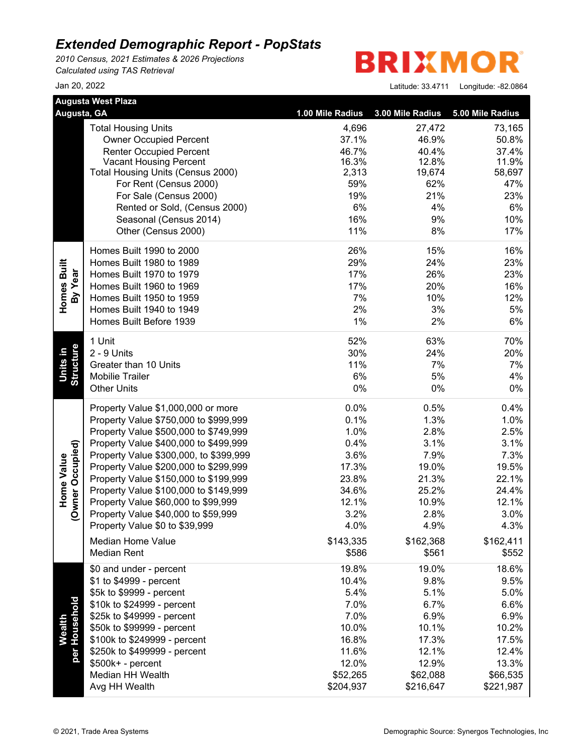# *Extended Demographic Report - PopStats*

*2010 Census, 2021 Estimates & 2026 Projections*
*Calculated using TAS Retrieval*

Jan 20, 2022

BRIXMOR

Latitude: 33.4711 Longitude: -82.0864

| Augusta West Plaza<br>Augusta, GA | | 1.00 Mile Radius | 3.00 Mile Radius | 5.00 Mile Radius |
|---|---|---|---|---|
| | Total Housing Units | 4,696 | 27,472 | 73,165 |
| | Owner Occupied Percent | 37.1% | 46.9% | 50.8% |
| | Renter Occupied Percent | 46.7% | 40.4% | 37.4% |
| | Vacant Housing Percent | 16.3% | 12.8% | 11.9% |
| | Total Housing Units (Census 2000) | 2,313 | 19,674 | 58,697 |
| | For Rent (Census 2000) | 59% | 62% | 47% |
| | For Sale (Census 2000) | 19% | 21% | 23% |
| | Rented or Sold, (Census 2000) | 6% | 4% | 6% |
| | Seasonal (Census 2014) | 16% | 9% | 10% |
| | Other (Census 2000) | 11% | 8% | 17% |
| Homes Built By Year | Homes Built 1990 to 2000 | 26% | 15% | 16% |
| | Homes Built 1980 to 1989 | 29% | 24% | 23% |
| | Homes Built 1970 to 1979 | 17% | 26% | 23% |
| | Homes Built 1960 to 1969 | 17% | 20% | 16% |
| | Homes Built 1950 to 1959 | 7% | 10% | 12% |
| | Homes Built 1940 to 1949 | 2% | 3% | 5% |
| | Homes Built Before 1939 | 1% | 2% | 6% |
| Units in Structure | 1 Unit | 52% | 63% | 70% |
| | 2 - 9 Units | 30% | 24% | 20% |
| | Greater than 10 Units | 11% | 7% | 7% |
| | Mobilie Trailer | 6% | 5% | 4% |
| | Other Units | 0% | 0% | 0% |
| Home Value (Owner Occupied) | Property Value $1,000,000 or more | 0.0% | 0.5% | 0.4% |
| | Property Value $750,000 to $999,999 | 0.1% | 1.3% | 1.0% |
| | Property Value $500,000 to $749,999 | 1.0% | 2.8% | 2.5% |
| | Property Value $400,000 to $499,999 | 0.4% | 3.1% | 3.1% |
| | Property Value $300,000, to $399,999 | 3.6% | 7.9% | 7.3% |
| | Property Value $200,000 to $299,999 | 17.3% | 19.0% | 19.5% |
| | Property Value $150,000 to $199,999 | 23.8% | 21.3% | 22.1% |
| | Property Value $100,000 to $149,999 | 34.6% | 25.2% | 24.4% |
| | Property Value $60,000 to $99,999 | 12.1% | 10.9% | 12.1% |
| | Property Value $40,000 to $59,999 | 3.2% | 2.8% | 3.0% |
| | Property Value $0 to $39,999 | 4.0% | 4.9% | 4.3% |
| | Median Home Value | $143,335 | $162,368 | $162,411 |
| | Median Rent | $586 | $561 | $552 |
| Wealth per Household | $0 and under - percent | 19.8% | 19.0% | 18.6% |
| | $1 to $4999 - percent | 10.4% | 9.8% | 9.5% |
| | $5k to $9999 - percent | 5.4% | 5.1% | 5.0% |
| | $10k to $24999 - percent | 7.0% | 6.7% | 6.6% |
| | $25k to $49999 - percent | 7.0% | 6.9% | 6.9% |
| | $50k to $99999 - percent | 10.0% | 10.1% | 10.2% |
| | $100k to $249999 - percent | 16.8% | 17.3% | 17.5% |
| | $250k to $499999 - percent | 11.6% | 12.1% | 12.4% |
| | $500k+ - percent | 12.0% | 12.9% | 13.3% |
| | Median HH Wealth | $52,265 | $62,088 | $66,535 |
| | Avg HH Wealth | $204,937 | $216,647 | $221,987 |

© 2021, Trade Area Systems

Demographic Source: Synergos Technologies, Inc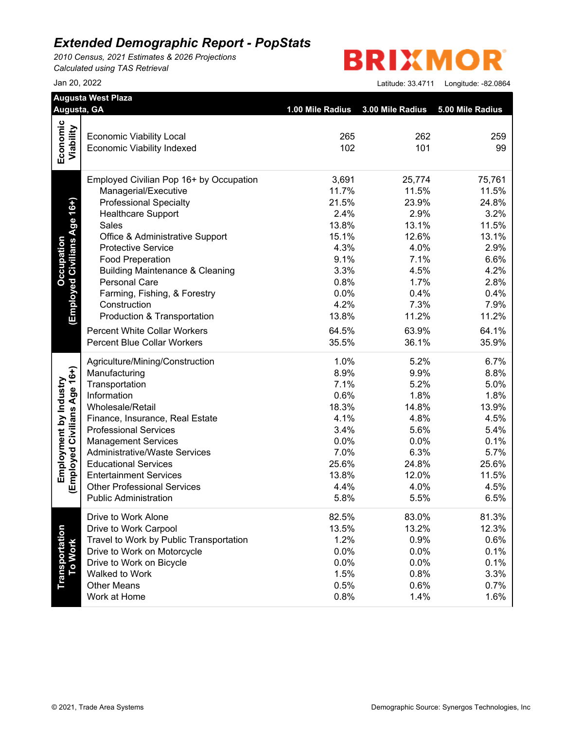# *Extended Demographic Report - PopStats*

*2010 Census, 2021 Estimates & 2026 Projections*
*Calculated using TAS Retrieval*

BRIXMOR

Jan 20, 2022

Latitude: 33.4711 Longitude: -82.0864

| Augusta West Plaza<br>Augusta, GA | | 1.00 Mile Radius | 3.00 Mile Radius | 5.00 Mile Radius |
|---|---|---|---|---|
| **Economic Viability** | Economic Viability Local | 265 | 262 | 259 |
| | Economic Viability Indexed | 102 | 101 | 99 |
| **Occupation (Employed Civilians Age 16+)** | Employed Civilian Pop 16+ by Occupation | 3,691 | 25,774 | 75,761 |
| | Managerial/Executive | 11.7% | 11.5% | 11.5% |
| | Professional Specialty | 21.5% | 23.9% | 24.8% |
| | Healthcare Support | 2.4% | 2.9% | 3.2% |
| | Sales | 13.8% | 13.1% | 11.5% |
| | Office & Administrative Support | 15.1% | 12.6% | 13.1% |
| | Protective Service | 4.3% | 4.0% | 2.9% |
| | Food Preparation | 9.1% | 7.1% | 6.6% |
| | Building Maintenance & Cleaning | 3.3% | 4.5% | 4.2% |
| | Personal Care | 0.8% | 1.7% | 2.8% |
| | Farming, Fishing, & Forestry | 0.0% | 0.4% | 0.4% |
| | Construction | 4.2% | 7.3% | 7.9% |
| | Production & Transportation | 13.8% | 11.2% | 11.2% |
| | Percent White Collar Workers | 64.5% | 63.9% | 64.1% |
| | Percent Blue Collar Workers | 35.5% | 36.1% | 35.9% |
| **Employment by Industry (Employed Civilians Age 16+)** | Agriculture/Mining/Construction | 1.0% | 5.2% | 6.7% |
| | Manufacturing | 8.9% | 9.9% | 8.8% |
| | Transportation | 7.1% | 5.2% | 5.0% |
| | Information | 0.6% | 1.8% | 1.8% |
| | Wholesale/Retail | 18.3% | 14.8% | 13.9% |
| | Finance, Insurance, Real Estate | 4.1% | 4.8% | 4.5% |
| | Professional Services | 3.4% | 5.6% | 5.4% |
| | Management Services | 0.0% | 0.0% | 0.1% |
| | Administrative/Waste Services | 7.0% | 6.3% | 5.7% |
| | Educational Services | 25.6% | 24.8% | 25.6% |
| | Entertainment Services | 13.8% | 12.0% | 11.5% |
| | Other Professional Services | 4.4% | 4.0% | 4.5% |
| | Public Administration | 5.8% | 5.5% | 6.5% |
| **Transportation To Work** | Drive to Work Alone | 82.5% | 83.0% | 81.3% |
| | Drive to Work Carpool | 13.5% | 13.2% | 12.3% |
| | Travel to Work by Public Transportation | 1.2% | 0.9% | 0.6% |
| | Drive to Work on Motorcycle | 0.0% | 0.0% | 0.1% |
| | Drive to Work on Bicycle | 0.0% | 0.0% | 0.1% |
| | Walked to Work | 1.5% | 0.8% | 3.3% |
| | Other Means | 0.5% | 0.6% | 0.7% |
| | Work at Home | 0.8% | 1.4% | 1.6% |

© 2021, Trade Area Systems

Demographic Source: Synergos Technologies, Inc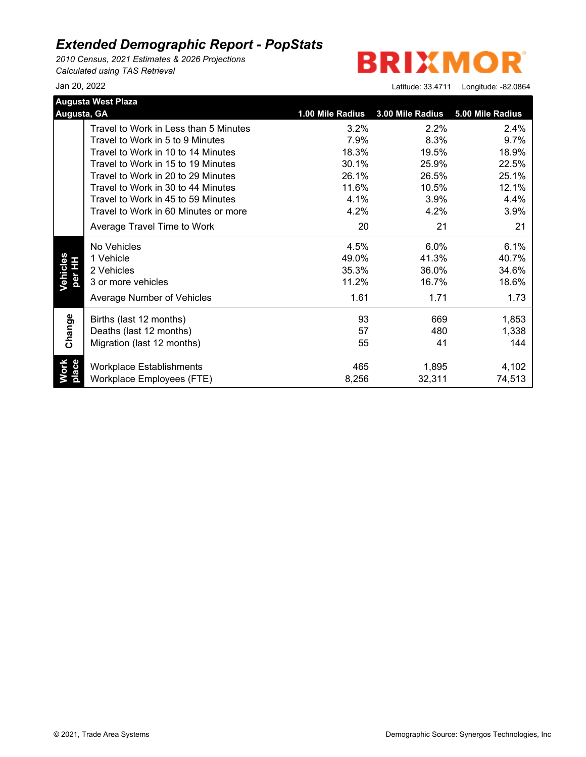# *Extended Demographic Report - PopStats*

*2010 Census, 2021 Estimates & 2026 Projections*
*Calculated using TAS Retrieval*

BRIXMOR

Jan 20, 2022

Latitude: 33.4711 Longitude: -82.0864

| Augusta West Plaza<br>Augusta, GA | | 1.00 Mile Radius | 3.00 Mile Radius | 5.00 Mile Radius |
|---|---|---|---|---|
| | Travel to Work in Less than 5 Minutes | 3.2% | 2.2% | 2.4% |
| | Travel to Work in 5 to 9 Minutes | 7.9% | 8.3% | 9.7% |
| | Travel to Work in 10 to 14 Minutes | 18.3% | 19.5% | 18.9% |
| | Travel to Work in 15 to 19 Minutes | 30.1% | 25.9% | 22.5% |
| | Travel to Work in 20 to 29 Minutes | 26.1% | 26.5% | 25.1% |
| | Travel to Work in 30 to 44 Minutes | 11.6% | 10.5% | 12.1% |
| | Travel to Work in 45 to 59 Minutes | 4.1% | 3.9% | 4.4% |
| | Travel to Work in 60 Minutes or more | 4.2% | 4.2% | 3.9% |
| | Average Travel Time to Work | 20 | 21 | 21 |
| Vehicles per HH | No Vehicles | 4.5% | 6.0% | 6.1% |
| | 1 Vehicle | 49.0% | 41.3% | 40.7% |
| | 2 Vehicles | 35.3% | 36.0% | 34.6% |
| | 3 or more vehicles | 11.2% | 16.7% | 18.6% |
| | Average Number of Vehicles | 1.61 | 1.71 | 1.73 |
| Change | Births (last 12 months) | 93 | 669 | 1,853 |
| | Deaths (last 12 months) | 57 | 480 | 1,338 |
| | Migration (last 12 months) | 55 | 41 | 144 |
| Work place | Workplace Establishments | 465 | 1,895 | 4,102 |
| | Workplace Employees (FTE) | 8,256 | 32,311 | 74,513 |

© 2021, Trade Area Systems

Demographic Source: Synergos Technologies, Inc